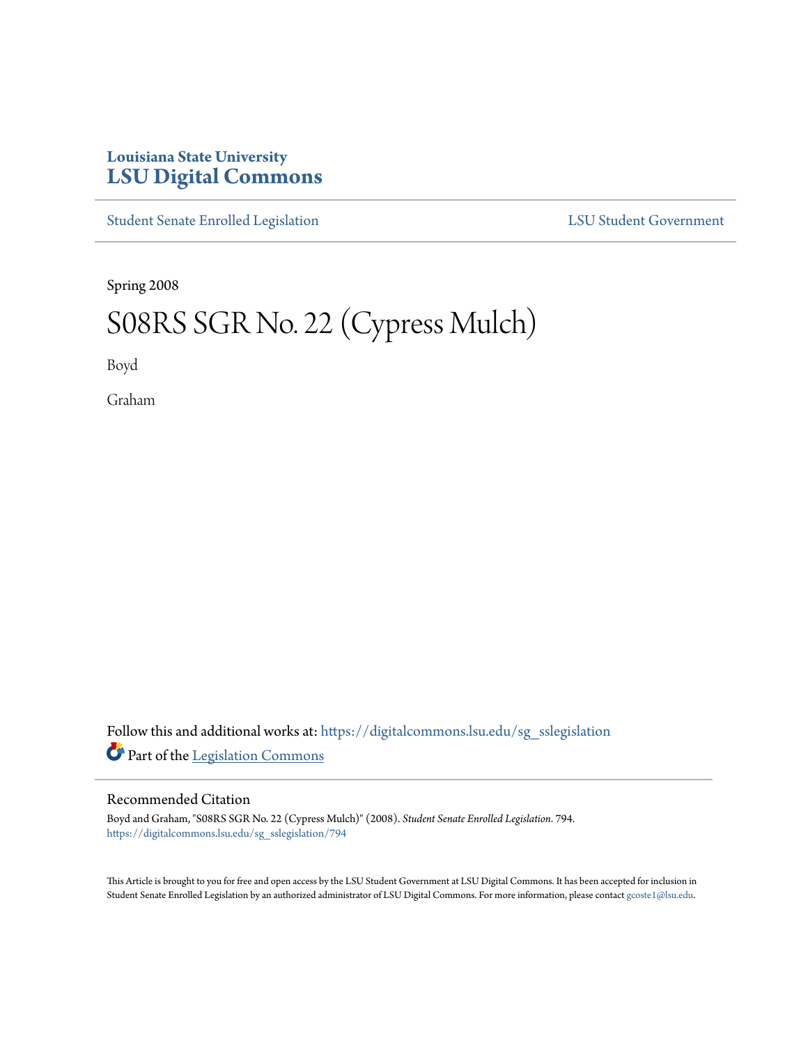Louisiana State University
**LSU Digital Commons**

Student Senate Enrolled Legislation | LSU Student Government

Spring 2008

# S08RS SGR No. 22 (Cypress Mulch)

Boyd

Graham

Follow this and additional works at: https://digitalcommons.lsu.edu/sg_sslegislation

Part of the Legislation Commons

## Recommended Citation

Boyd and Graham, "S08RS SGR No. 22 (Cypress Mulch)" (2008). *Student Senate Enrolled Legislation*. 794.
https://digitalcommons.lsu.edu/sg_sslegislation/794

This Article is brought to you for free and open access by the LSU Student Government at LSU Digital Commons. It has been accepted for inclusion in Student Senate Enrolled Legislation by an authorized administrator of LSU Digital Commons. For more information, please contact gcoste1@lsu.edu.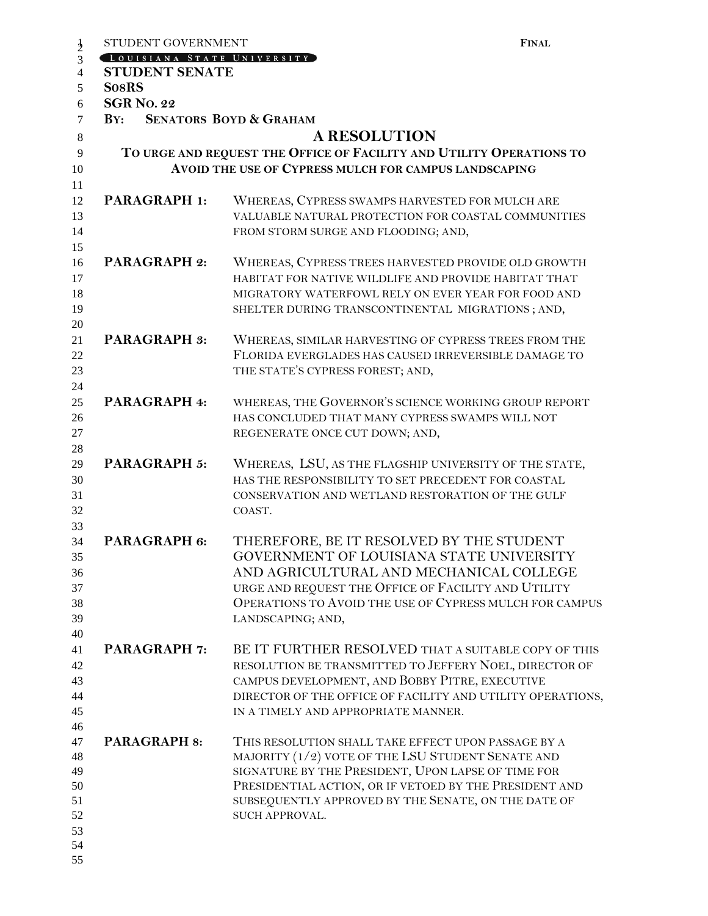STUDENT GOVERNMENT **FINAL**

LOUISIANA STATE UNIVERSITY

**STUDENT SENATE**

**S08RS**

**SGR NO. 22**

**BY: SENATORS BOYD & GRAHAM**

# A RESOLUTION

## TO URGE AND REQUEST THE OFFICE OF FACILITY AND UTILITY OPERATIONS TO AVOID THE USE OF CYPRESS MULCH FOR CAMPUS LANDSCAPING

**PARAGRAPH 1:** WHEREAS, CYPRESS SWAMPS HARVESTED FOR MULCH ARE VALUABLE NATURAL PROTECTION FOR COASTAL COMMUNITIES FROM STORM SURGE AND FLOODING; AND,

**PARAGRAPH 2:** WHEREAS, CYPRESS TREES HARVESTED PROVIDE OLD GROWTH HABITAT FOR NATIVE WILDLIFE AND PROVIDE HABITAT THAT MIGRATORY WATERFOWL RELY ON EVER YEAR FOR FOOD AND SHELTER DURING TRANSCONTINENTAL MIGRATIONS ; AND,

**PARAGRAPH 3:** WHEREAS, SIMILAR HARVESTING OF CYPRESS TREES FROM THE FLORIDA EVERGLADES HAS CAUSED IRREVERSIBLE DAMAGE TO THE STATE'S CYPRESS FOREST; AND,

**PARAGRAPH 4:** WHEREAS, THE GOVERNOR'S SCIENCE WORKING GROUP REPORT HAS CONCLUDED THAT MANY CYPRESS SWAMPS WILL NOT REGENERATE ONCE CUT DOWN; AND,

**PARAGRAPH 5:** WHEREAS, LSU, AS THE FLAGSHIP UNIVERSITY OF THE STATE, HAS THE RESPONSIBILITY TO SET PRECEDENT FOR COASTAL CONSERVATION AND WETLAND RESTORATION OF THE GULF COAST.

**PARAGRAPH 6:** THEREFORE, BE IT RESOLVED BY THE STUDENT GOVERNMENT OF LOUISIANA STATE UNIVERSITY AND AGRICULTURAL AND MECHANICAL COLLEGE URGE AND REQUEST THE OFFICE OF FACILITY AND UTILITY OPERATIONS TO AVOID THE USE OF CYPRESS MULCH FOR CAMPUS LANDSCAPING; AND,

**PARAGRAPH 7:** BE IT FURTHER RESOLVED THAT A SUITABLE COPY OF THIS RESOLUTION BE TRANSMITTED TO JEFFERY NOEL, DIRECTOR OF CAMPUS DEVELOPMENT, AND BOBBY PITRE, EXECUTIVE DIRECTOR OF THE OFFICE OF FACILITY AND UTILITY OPERATIONS, IN A TIMELY AND APPROPRIATE MANNER.

**PARAGRAPH 8:** THIS RESOLUTION SHALL TAKE EFFECT UPON PASSAGE BY A MAJORITY (1/2) VOTE OF THE LSU STUDENT SENATE AND SIGNATURE BY THE PRESIDENT, UPON LAPSE OF TIME FOR PRESIDENTIAL ACTION, OR IF VETOED BY THE PRESIDENT AND SUBSEQUENTLY APPROVED BY THE SENATE, ON THE DATE OF SUCH APPROVAL.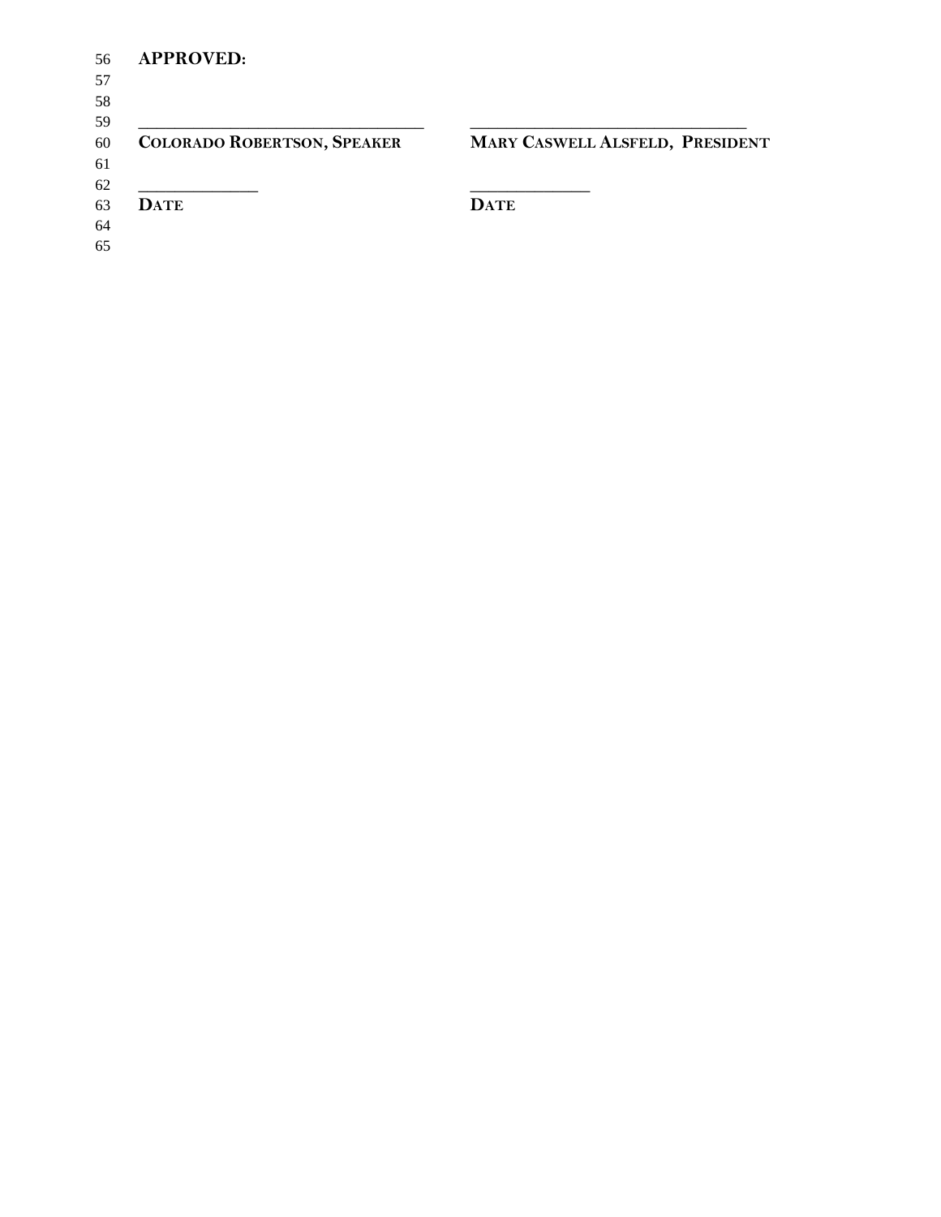**APPROVED:**

______________________________ ______________________________

**COLORADO ROBERTSON, SPEAKER** **MARY CASWELL ALSFELD, PRESIDENT**

____________ ____________

**DATE** **DATE**